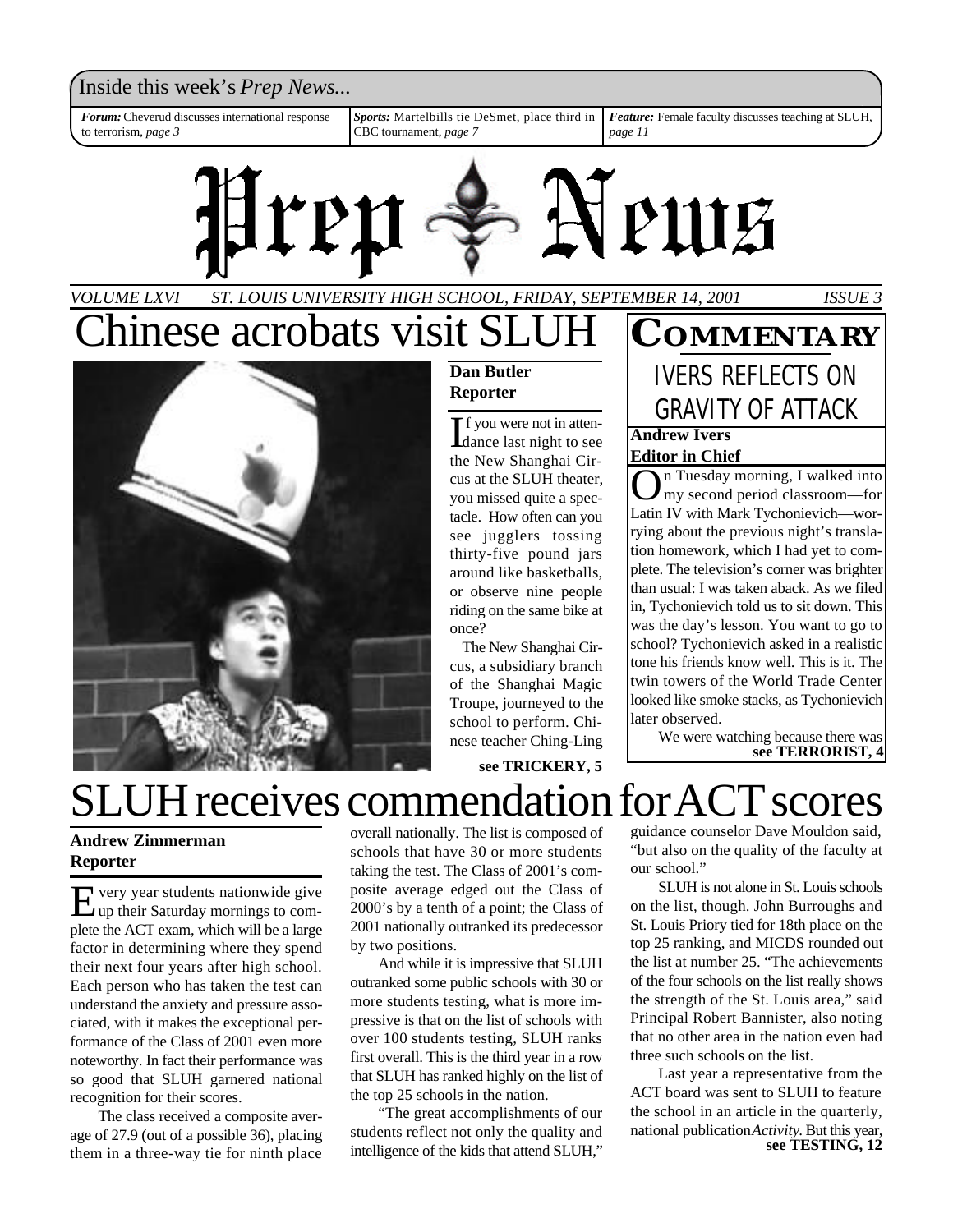Inside this week's *Prep News...*

*Forum:* Cheverud discusses international response to terrorism, *page 3*

*Sports:* Martelbills tie DeSmet, place third in CBC tournament, *page 7*

*Feature:* Female faculty discusses teaching at SLUH, *page 11*

# Prep News

*VOLUME LXVI — ST. LOUIS UNIVERSITY HIGH SCHOOL, FRIDAY, SEPTEMBER 14, 2001 — ISSUE 3*

# Chinese acrobats visit SLUH

**Dan Butler**
**Reporter**

If you were not in attendance last night to see the New Shanghai Circus at the SLUH theater, you missed quite a spectacle. How often can you see jugglers tossing thirty-five pound jars around like basketballs, or observe nine people riding on the same bike at once?

The New Shanghai Circus, a subsidiary branch of the Shanghai Magic Troupe, journeyed to the school to perform. Chinese teacher Ching-Ling

**see TRICKERY, 5**

## COMMENTARY

### IVERS REFLECTS ON GRAVITY OF ATTACK

**Andrew Ivers**
**Editor in Chief**

On Tuesday morning, I walked into my second period classroom—for Latin IV with Mark Tychonievich—worrying about the previous night's translation homework, which I had yet to complete. The television's corner was brighter than usual: I was taken aback. As we filed in, Tychonievich told us to sit down. This was the day's lesson. You want to go to school? Tychonievich asked in a realistic tone his friends know well. This is it. The twin towers of the World Trade Center looked like smoke stacks, as Tychonievich later observed.

We were watching because there was

**see TERRORIST, 4**

# SLUH receives commendation for ACT scores

**Andrew Zimmerman**
**Reporter**

Every year students nationwide give up their Saturday mornings to complete the ACT exam, which will be a large factor in determining where they spend their next four years after high school. Each person who has taken the test can understand the anxiety and pressure associated, with it makes the exceptional performance of the Class of 2001 even more noteworthy. In fact their performance was so good that SLUH garnered national recognition for their scores.

The class received a composite average of 27.9 (out of a possible 36), placing them in a three-way tie for ninth place overall nationally. The list is composed of schools that have 30 or more students taking the test. The Class of 2001's composite average edged out the Class of 2000's by a tenth of a point; the Class of 2001 nationally outranked its predecessor by two positions.

And while it is impressive that SLUH outranked some public schools with 30 or more students testing, what is more impressive is that on the list of schools with over 100 students testing, SLUH ranks first overall. This is the third year in a row that SLUH has ranked highly on the list of the top 25 schools in the nation.

"The great accomplishments of our students reflect not only the quality and intelligence of the kids that attend SLUH," guidance counselor Dave Mouldon said, "but also on the quality of the faculty at our school."

SLUH is not alone in St. Louis schools on the list, though. John Burroughs and St. Louis Priory tied for 18th place on the top 25 ranking, and MICDS rounded out the list at number 25. "The achievements of the four schools on the list really shows the strength of the St. Louis area," said Principal Robert Bannister, also noting that no other area in the nation even had three such schools on the list.

Last year a representative from the ACT board was sent to SLUH to feature the school in an article in the quarterly, national publication *Activity*. But this year,

**see TESTING, 12**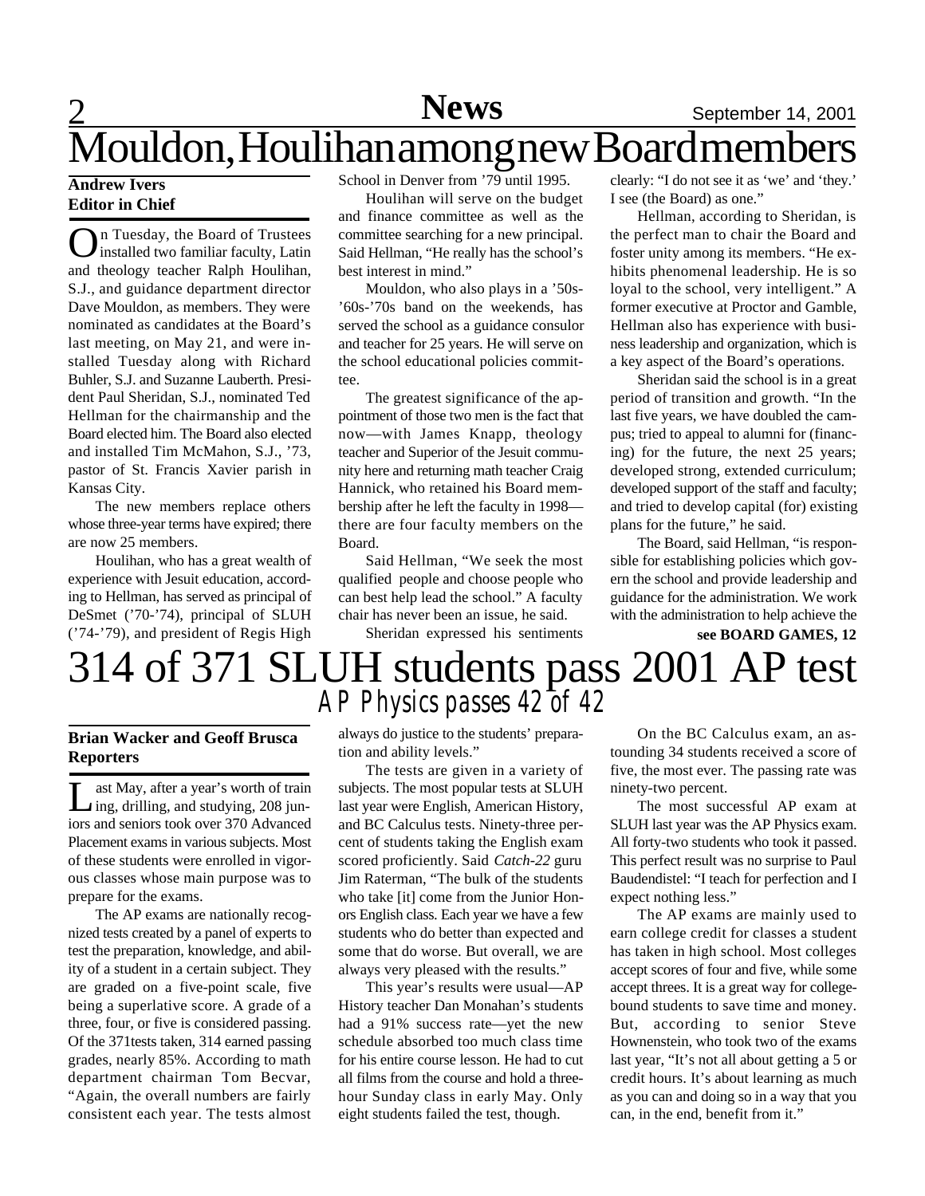# Mouldon, Houlihan among new Board members

**Andrew Ivers**
**Editor in Chief**

On Tuesday, the Board of Trustees installed two familiar faculty, Latin and theology teacher Ralph Houlihan, S.J., and guidance department director Dave Mouldon, as members. They were nominated as candidates at the Board's last meeting, on May 21, and were installed Tuesday along with Richard Buhler, S.J. and Suzanne Lauberth. President Paul Sheridan, S.J., nominated Ted Hellman for the chairmanship and the Board elected him. The Board also elected and installed Tim McMahon, S.J., '73, pastor of St. Francis Xavier parish in Kansas City.

The new members replace others whose three-year terms have expired; there are now 25 members.

Houlihan, who has a great wealth of experience with Jesuit education, according to Hellman, has served as principal of DeSmet ('70-'74), principal of SLUH ('74-'79), and president of Regis High School in Denver from '79 until 1995.

Houlihan will serve on the budget and finance committee as well as the committee searching for a new principal. Said Hellman, "He really has the school's best interest in mind."

Mouldon, who also plays in a '50s-'60s-'70s band on the weekends, has served the school as a guidance consulor and teacher for 25 years. He will serve on the school educational policies committee.

The greatest significance of the appointment of those two men is the fact that now—with James Knapp, theology teacher and Superior of the Jesuit community here and returning math teacher Craig Hannick, who retained his Board membership after he left the faculty in 1998—there are four faculty members on the Board.

Said Hellman, "We seek the most qualified people and choose people who can best help lead the school." A faculty chair has never been an issue, he said.

Sheridan expressed his sentiments clearly: "I do not see it as 'we' and 'they.' I see (the Board) as one."

Hellman, according to Sheridan, is the perfect man to chair the Board and foster unity among its members. "He exhibits phenomenal leadership. He is so loyal to the school, very intelligent." A former executive at Proctor and Gamble, Hellman also has experience with business leadership and organization, which is a key aspect of the Board's operations.

Sheridan said the school is in a great period of transition and growth. "In the last five years, we have doubled the campus; tried to appeal to alumni for (financing) for the future, the next 25 years; developed strong, extended curriculum; developed support of the staff and faculty; and tried to develop capital (for) existing plans for the future," he said.

The Board, said Hellman, "is responsible for establishing policies which govern the school and provide leadership and guidance for the administration. We work with the administration to help achieve the

**see BOARD GAMES, 12**

# 314 of 371 SLUH students pass 2001 AP test

## *AP Physics passes 42 of 42*

**Brian Wacker and Geoff Brusca**
**Reporters**

Last May, after a year's worth of training, drilling, and studying, 208 juniors and seniors took over 370 Advanced Placement exams in various subjects. Most of these students were enrolled in vigorous classes whose main purpose was to prepare for the exams.

The AP exams are nationally recognized tests created by a panel of experts to test the preparation, knowledge, and ability of a student in a certain subject. They are graded on a five-point scale, five being a superlative score. A grade of a three, four, or five is considered passing. Of the 371tests taken, 314 earned passing grades, nearly 85%. According to math department chairman Tom Becvar, "Again, the overall numbers are fairly consistent each year. The tests almost always do justice to the students' preparation and ability levels."

The tests are given in a variety of subjects. The most popular tests at SLUH last year were English, American History, and BC Calculus tests. Ninety-three percent of students taking the English exam scored proficiently. Said *Catch-22* guru Jim Raterman, "The bulk of the students who take [it] come from the Junior Honors English class. Each year we have a few students who do better than expected and some that do worse. But overall, we are always very pleased with the results."

This year's results were usual—AP History teacher Dan Monahan's students had a 91% success rate—yet the new schedule absorbed too much class time for his entire course lesson. He had to cut all films from the course and hold a three-hour Sunday class in early May. Only eight students failed the test, though.

On the BC Calculus exam, an astounding 34 students received a score of five, the most ever. The passing rate was ninety-two percent.

The most successful AP exam at SLUH last year was the AP Physics exam. All forty-two students who took it passed. This perfect result was no surprise to Paul Baudendistel: "I teach for perfection and I expect nothing less."

The AP exams are mainly used to earn college credit for classes a student has taken in high school. Most colleges accept scores of four and five, while some accept threes. It is a great way for college-bound students to save time and money. But, according to senior Steve Hownenstein, who took two of the exams last year, "It's not all about getting a 5 or credit hours. It's about learning as much as you can and doing so in a way that you can, in the end, benefit from it."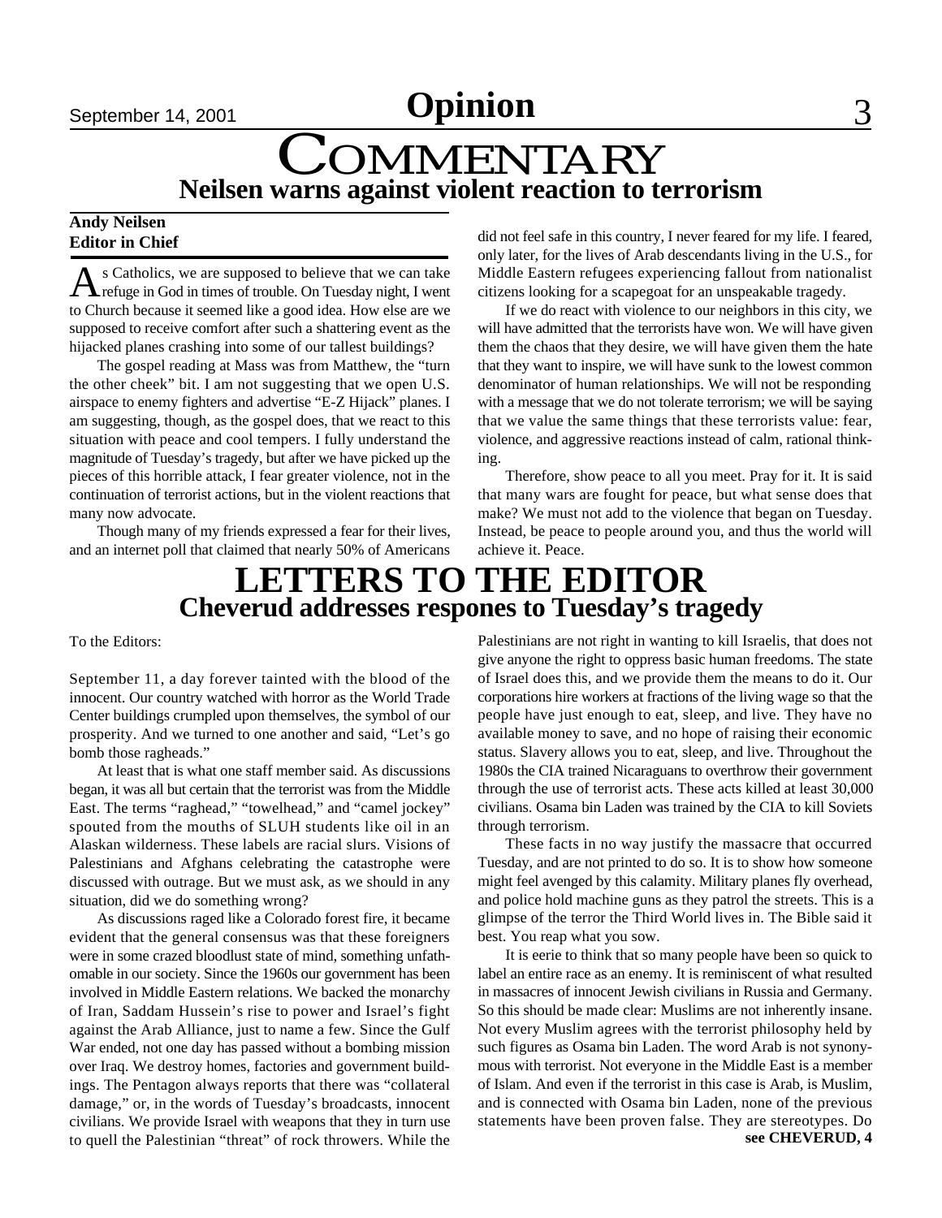# Opinion

# COMMENTARY

## Neilsen warns against violent reaction to terrorism

**Andy Neilsen**
**Editor in Chief**

As Catholics, we are supposed to believe that we can take refuge in God in times of trouble. On Tuesday night, I went to Church because it seemed like a good idea. How else are we supposed to receive comfort after such a shattering event as the hijacked planes crashing into some of our tallest buildings?

The gospel reading at Mass was from Matthew, the "turn the other cheek" bit. I am not suggesting that we open U.S. airspace to enemy fighters and advertise "E-Z Hijack" planes. I am suggesting, though, as the gospel does, that we react to this situation with peace and cool tempers. I fully understand the magnitude of Tuesday's tragedy, but after we have picked up the pieces of this horrible attack, I fear greater violence, not in the continuation of terrorist actions, but in the violent reactions that many now advocate.

Though many of my friends expressed a fear for their lives, and an internet poll that claimed that nearly 50% of Americans did not feel safe in this country, I never feared for my life. I feared, only later, for the lives of Arab descendants living in the U.S., for Middle Eastern refugees experiencing fallout from nationalist citizens looking for a scapegoat for an unspeakable tragedy.

If we do react with violence to our neighbors in this city, we will have admitted that the terrorists have won. We will have given them the chaos that they desire, we will have given them the hate that they want to inspire, we will have sunk to the lowest common denominator of human relationships. We will not be responding with a message that we do not tolerate terrorism; we will be saying that we value the same things that these terrorists value: fear, violence, and aggressive reactions instead of calm, rational thinking.

Therefore, show peace to all you meet. Pray for it. It is said that many wars are fought for peace, but what sense does that make? We must not add to the violence that began on Tuesday. Instead, be peace to people around you, and thus the world will achieve it. Peace.

# LETTERS TO THE EDITOR

## Cheverud addresses respones to Tuesday's tragedy

To the Editors:

September 11, a day forever tainted with the blood of the innocent. Our country watched with horror as the World Trade Center buildings crumpled upon themselves, the symbol of our prosperity. And we turned to one another and said, "Let's go bomb those ragheads."

At least that is what one staff member said. As discussions began, it was all but certain that the terrorist was from the Middle East. The terms "raghead," "towelhead," and "camel jockey" spouted from the mouths of SLUH students like oil in an Alaskan wilderness. These labels are racial slurs. Visions of Palestinians and Afghans celebrating the catastrophe were discussed with outrage. But we must ask, as we should in any situation, did we do something wrong?

As discussions raged like a Colorado forest fire, it became evident that the general consensus was that these foreigners were in some crazed bloodlust state of mind, something unfathomable in our society. Since the 1960s our government has been involved in Middle Eastern relations. We backed the monarchy of Iran, Saddam Hussein's rise to power and Israel's fight against the Arab Alliance, just to name a few. Since the Gulf War ended, not one day has passed without a bombing mission over Iraq. We destroy homes, factories and government buildings. The Pentagon always reports that there was "collateral damage," or, in the words of Tuesday's broadcasts, innocent civilians. We provide Israel with weapons that they in turn use to quell the Palestinian "threat" of rock throwers. While the Palestinians are not right in wanting to kill Israelis, that does not give anyone the right to oppress basic human freedoms. The state of Israel does this, and we provide them the means to do it. Our corporations hire workers at fractions of the living wage so that the people have just enough to eat, sleep, and live. They have no available money to save, and no hope of raising their economic status. Slavery allows you to eat, sleep, and live. Throughout the 1980s the CIA trained Nicaraguans to overthrow their government through the use of terrorist acts. These acts killed at least 30,000 civilians. Osama bin Laden was trained by the CIA to kill Soviets through terrorism.

These facts in no way justify the massacre that occurred Tuesday, and are not printed to do so. It is to show how someone might feel avenged by this calamity. Military planes fly overhead, and police hold machine guns as they patrol the streets. This is a glimpse of the terror the Third World lives in. The Bible said it best. You reap what you sow.

It is eerie to think that so many people have been so quick to label an entire race as an enemy. It is reminiscent of what resulted in massacres of innocent Jewish civilians in Russia and Germany. So this should be made clear: Muslims are not inherently insane. Not every Muslim agrees with the terrorist philosophy held by such figures as Osama bin Laden. The word Arab is not synonymous with terrorist. Not everyone in the Middle East is a member of Islam. And even if the terrorist in this case is Arab, is Muslim, and is connected with Osama bin Laden, none of the previous statements have been proven false. They are stereotypes. Do

**see CHEVERUD, 4**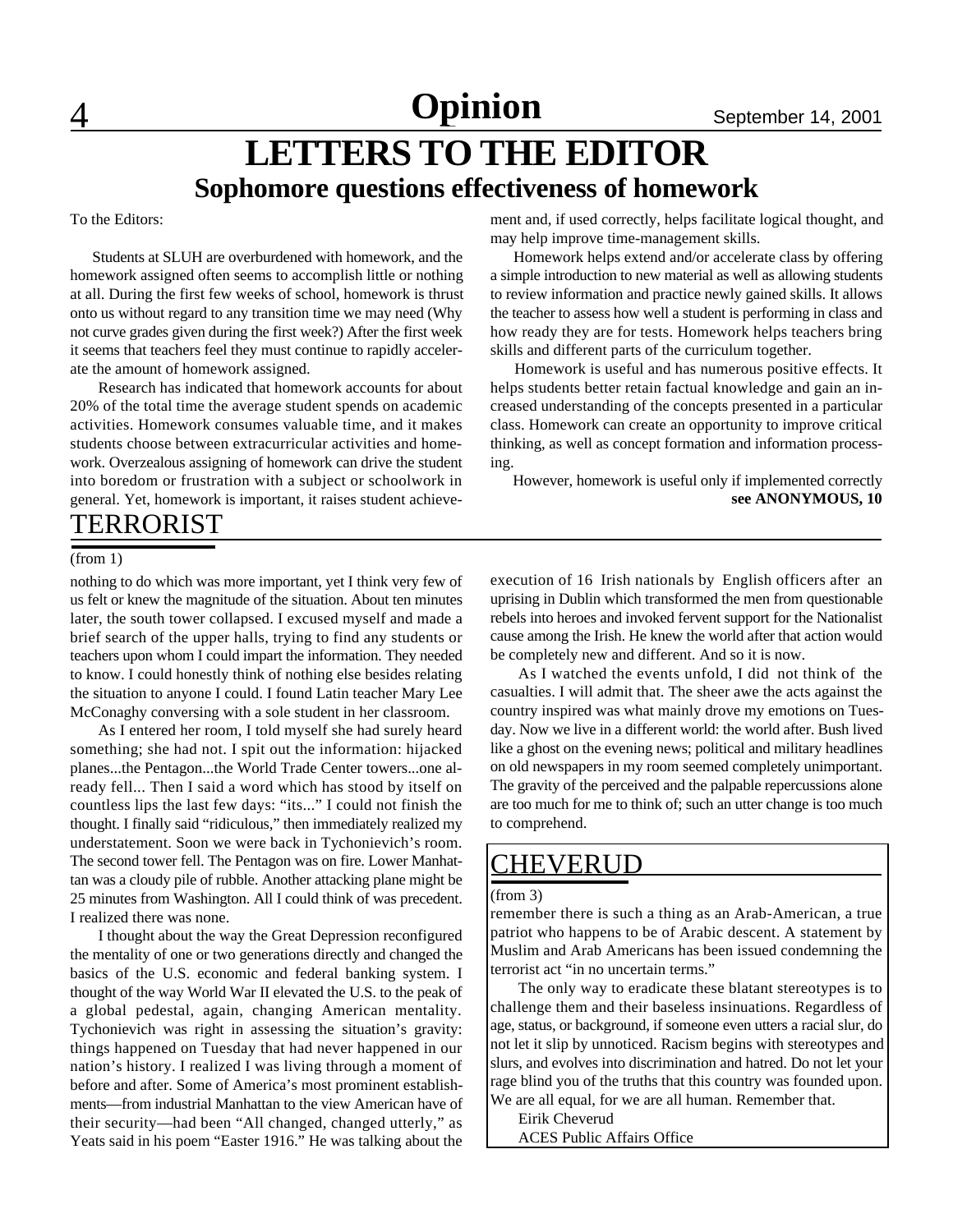# LETTERS TO THE EDITOR

## Sophomore questions effectiveness of homework

To the Editors:

Students at SLUH are overburdened with homework, and the homework assigned often seems to accomplish little or nothing at all. During the first few weeks of school, homework is thrust onto us without regard to any transition time we may need (Why not curve grades given during the first week?) After the first week it seems that teachers feel they must continue to rapidly accelerate the amount of homework assigned.

Research has indicated that homework accounts for about 20% of the total time the average student spends on academic activities. Homework consumes valuable time, and it makes students choose between extracurricular activities and homework. Overzealous assigning of homework can drive the student into boredom or frustration with a subject or schoolwork in general. Yet, homework is important, it raises student achievement and, if used correctly, helps facilitate logical thought, and may help improve time-management skills.

Homework helps extend and/or accelerate class by offering a simple introduction to new material as well as allowing students to review information and practice newly gained skills. It allows the teacher to assess how well a student is performing in class and how ready they are for tests. Homework helps teachers bring skills and different parts of the curriculum together.

Homework is useful and has numerous positive effects. It helps students better retain factual knowledge and gain an increased understanding of the concepts presented in a particular class. Homework can create an opportunity to improve critical thinking, as well as concept formation and information processing.

However, homework is useful only if implemented correctly

**see ANONYMOUS, 10**

## TERRORIST

(from 1)

nothing to do which was more important, yet I think very few of us felt or knew the magnitude of the situation. About ten minutes later, the south tower collapsed. I excused myself and made a brief search of the upper halls, trying to find any students or teachers upon whom I could impart the information. They needed to know. I could honestly think of nothing else besides relating the situation to anyone I could. I found Latin teacher Mary Lee McConaghy conversing with a sole student in her classroom.

As I entered her room, I told myself she had surely heard something; she had not. I spit out the information: hijacked planes...the Pentagon...the World Trade Center towers...one already fell... Then I said a word which has stood by itself on countless lips the last few days: "its..." I could not finish the thought. I finally said "ridiculous," then immediately realized my understatement. Soon we were back in Tychonievich's room. The second tower fell. The Pentagon was on fire. Lower Manhattan was a cloudy pile of rubble. Another attacking plane might be 25 minutes from Washington. All I could think of was precedent. I realized there was none.

I thought about the way the Great Depression reconfigured the mentality of one or two generations directly and changed the basics of the U.S. economic and federal banking system. I thought of the way World War II elevated the U.S. to the peak of a global pedestal, again, changing American mentality. Tychonievich was right in assessing the situation's gravity: things happened on Tuesday that had never happened in our nation's history. I realized I was living through a moment of before and after. Some of America's most prominent establishments—from industrial Manhattan to the view American have of their security—had been "All changed, changed utterly," as Yeats said in his poem "Easter 1916." He was talking about the execution of 16 Irish nationals by English officers after an uprising in Dublin which transformed the men from questionable rebels into heroes and invoked fervent support for the Nationalist cause among the Irish. He knew the world after that action would be completely new and different. And so it is now.

As I watched the events unfold, I did not think of the casualties. I will admit that. The sheer awe the acts against the country inspired was what mainly drove my emotions on Tuesday. Now we live in a different world: the world after. Bush lived like a ghost on the evening news; political and military headlines on old newspapers in my room seemed completely unimportant. The gravity of the perceived and the palpable repercussions alone are too much for me to think of; such an utter change is too much to comprehend.

## CHEVERUD

(from 3)

remember there is such a thing as an Arab-American, a true patriot who happens to be of Arabic descent. A statement by Muslim and Arab Americans has been issued condemning the terrorist act "in no uncertain terms."

The only way to eradicate these blatant stereotypes is to challenge them and their baseless insinuations. Regardless of age, status, or background, if someone even utters a racial slur, do not let it slip by unnoticed. Racism begins with stereotypes and slurs, and evolves into discrimination and hatred. Do not let your rage blind you of the truths that this country was founded upon. We are all equal, for we are all human. Remember that.

Eirik Cheverud
ACES Public Affairs Office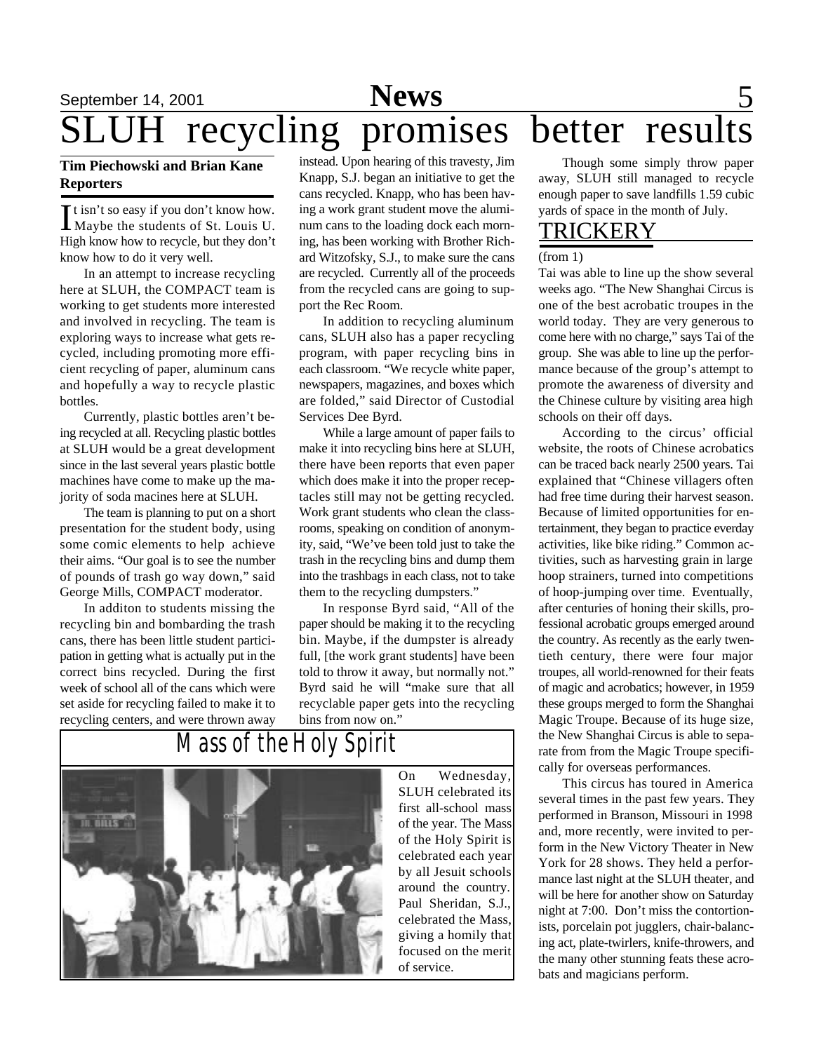# SLUH recycling promises better results

**Tim Piechowski and Brian Kane**
**Reporters**

It isn't so easy if you don't know how. Maybe the students of St. Louis U. High know how to recycle, but they don't know how to do it very well.

In an attempt to increase recycling here at SLUH, the COMPACT team is working to get students more interested and involved in recycling. The team is exploring ways to increase what gets recycled, including promoting more efficient recycling of paper, aluminum cans and hopefully a way to recycle plastic bottles.

Currently, plastic bottles aren't being recycled at all. Recycling plastic bottles at SLUH would be a great development since in the last several years plastic bottle machines have come to make up the majority of soda macines here at SLUH.

The team is planning to put on a short presentation for the student body, using some comic elements to help achieve their aims. "Our goal is to see the number of pounds of trash go way down," said George Mills, COMPACT moderator.

In additon to students missing the recycling bin and bombarding the trash cans, there has been little student participation in getting what is actually put in the correct bins recycled. During the first week of school all of the cans which were set aside for recycling failed to make it to recycling centers, and were thrown away instead. Upon hearing of this travesty, Jim Knapp, S.J. began an initiative to get the cans recycled. Knapp, who has been having a work grant student move the aluminum cans to the loading dock each morning, has been working with Brother Richard Witzofsky, S.J., to make sure the cans are recycled. Currently all of the proceeds from the recycled cans are going to support the Rec Room.

In addition to recycling aluminum cans, SLUH also has a paper recycling program, with paper recycling bins in each classroom. "We recycle white paper, newspapers, magazines, and boxes which are folded," said Director of Custodial Services Dee Byrd.

While a large amount of paper fails to make it into recycling bins here at SLUH, there have been reports that even paper which does make it into the proper receptacles still may not be getting recycled. Work grant students who clean the classrooms, speaking on condition of anonymity, said, "We've been told just to take the trash in the recycling bins and dump them into the trashbags in each class, not to take them to the recycling dumpsters."

In response Byrd said, "All of the paper should be making it to the recycling bin. Maybe, if the dumpster is already full, [the work grant students] have been told to throw it away, but normally not." Byrd said he will "make sure that all recyclable paper gets into the recycling bins from now on."

Though some simply throw paper away, SLUH still managed to recycle enough paper to save landfills 1.59 cubic yards of space in the month of July.

## Mass of the Holy Spirit

On Wednesday, SLUH celebrated its first all-school mass of the year. The Mass of the Holy Spirit is celebrated each year by all Jesuit schools around the country. Paul Sheridan, S.J., celebrated the Mass, giving a homily that focused on the merit of service.

## TRICKERY

(from 1)

Tai was able to line up the show several weeks ago. "The New Shanghai Circus is one of the best acrobatic troupes in the world today. They are very generous to come here with no charge," says Tai of the group. She was able to line up the performance because of the group's attempt to promote the awareness of diversity and the Chinese culture by visiting area high schools on their off days.

According to the circus' official website, the roots of Chinese acrobatics can be traced back nearly 2500 years. Tai explained that "Chinese villagers often had free time during their harvest season. Because of limited opportunities for entertainment, they began to practice everday activities, like bike riding." Common activities, such as harvesting grain in large hoop strainers, turned into competitions of hoop-jumping over time. Eventually, after centuries of honing their skills, professional acrobatic groups emerged around the country. As recently as the early twentieth century, there were four major troupes, all world-renowned for their feats of magic and acrobatics; however, in 1959 these groups merged to form the Shanghai Magic Troupe. Because of its huge size, the New Shanghai Circus is able to separate from from the Magic Troupe specifically for overseas performances.

This circus has toured in America several times in the past few years. They performed in Branson, Missouri in 1998 and, more recently, were invited to perform in the New Victory Theater in New York for 28 shows. They held a performance last night at the SLUH theater, and will be here for another show on Saturday night at 7:00. Don't miss the contortionists, porcelain pot jugglers, chair-balancing act, plate-twirlers, knife-throwers, and the many other stunning feats these acrobats and magicians perform.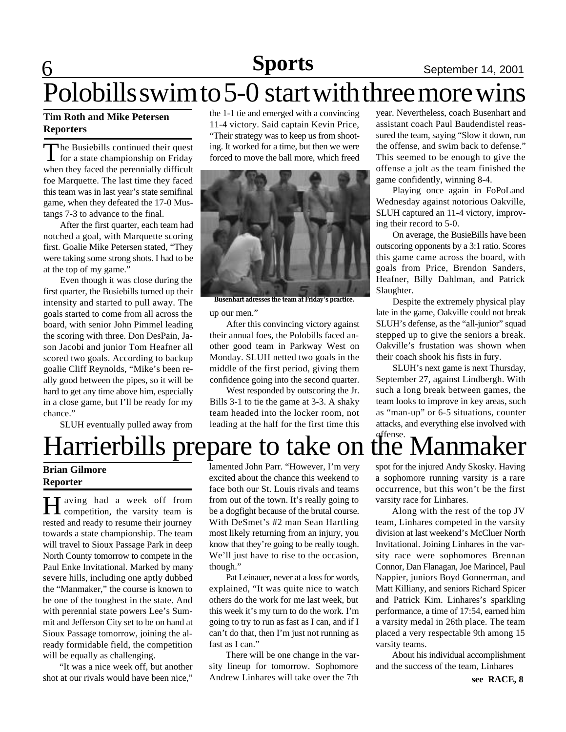# Polobills swim to 5-0 start with three more wins

**Tim Roth and Mike Petersen**
**Reporters**

The Busiebills continued their quest for a state championship on Friday when they faced the perennially difficult foe Marquette. The last time they faced this team was in last year's state semifinal game, when they defeated the 17-0 Mustangs 7-3 to advance to the final.

After the first quarter, each team had notched a goal, with Marquette scoring first. Goalie Mike Petersen stated, "They were taking some strong shots. I had to be at the top of my game."

Even though it was close during the first quarter, the Busiebills turned up their intensity and started to pull away. The goals started to come from all across the board, with senior John Pimmel leading the scoring with three. Don DesPain, Jason Jacobi and junior Tom Heafner all scored two goals. According to backup goalie Cliff Reynolds, "Mike's been really good between the pipes, so it will be hard to get any time above him, especially in a close game, but I'll be ready for my chance."

SLUH eventually pulled away from the 1-1 tie and emerged with a convincing 11-4 victory. Said captain Kevin Price, "Their strategy was to keep us from shooting. It worked for a time, but then we were forced to move the ball more, which freed up our men."

Busenhart adresses the team at Friday's practice.

After this convincing victory against their annual foes, the Polobills faced another good team in Parkway West on Monday. SLUH netted two goals in the middle of the first period, giving them confidence going into the second quarter.

West responded by outscoring the Jr. Bills 3-1 to tie the game at 3-3. A shaky team headed into the locker room, not leading at the half for the first time this year. Nevertheless, coach Busenhart and assistant coach Paul Baudendistel reassured the team, saying "Slow it down, run the offense, and swim back to defense." This seemed to be enough to give the offense a jolt as the team finished the game confidently, winning 8-4.

Playing once again in FoPoLand Wednesday against notorious Oakville, SLUH captured an 11-4 victory, improving their record to 5-0.

On average, the BusieBills have been outscoring opponents by a 3:1 ratio. Scores this game came across the board, with goals from Price, Brendon Sanders, Heafner, Billy Dahlman, and Patrick Slaughter.

Despite the extremely physical play late in the game, Oakville could not break SLUH's defense, as the "all-junior" squad stepped up to give the seniors a break. Oakville's frustation was shown when their coach shook his fists in fury.

SLUH's next game is next Thursday, September 27, against Lindbergh. With such a long break between games, the team looks to improve in key areas, such as "man-up" or 6-5 situations, counter attacks, and everything else involved with offense.

# Harrierbills prepare to take on the Manmaker

**Brian Gilmore**
**Reporter**

Having had a week off from competition, the varsity team is rested and ready to resume their journey towards a state championship. The team will travel to Sioux Passage Park in deep North County tomorrow to compete in the Paul Enke Invitational. Marked by many severe hills, including one aptly dubbed the "Manmaker," the course is known to be one of the toughest in the state. And with perennial state powers Lee's Summit and Jefferson City set to be on hand at Sioux Passage tomorrow, joining the already formidable field, the competition will be equally as challenging.

"It was a nice week off, but another shot at our rivals would have been nice," lamented John Parr. "However, I'm very excited about the chance this weekend to face both our St. Louis rivals and teams from out of the town. It's really going to be a dogfight because of the brutal course. With DeSmet's #2 man Sean Hartling most likely returning from an injury, you know that they're going to be really tough. We'll just have to rise to the occasion, though."

Pat Leinauer, never at a loss for words, explained, "It was quite nice to watch others do the work for me last week, but this week it's my turn to do the work. I'm going to try to run as fast as I can, and if I can't do that, then I'm just not running as fast as I can."

There will be one change in the varsity lineup for tomorrow. Sophomore Andrew Linhares will take over the 7th spot for the injured Andy Skosky. Having a sophomore running varsity is a rare occurrence, but this won't be the first varsity race for Linhares.

Along with the rest of the top JV team, Linhares competed in the varsity division at last weekend's McCluer North Invitational. Joining Linhares in the varsity race were sophomores Brennan Connor, Dan Flanagan, Joe Marincel, Paul Nappier, juniors Boyd Gonnerman, and Matt Killiany, and seniors Richard Spicer and Patrick Kim. Linhares's sparkling performance, a time of 17:54, earned him a varsity medal in 26th place. The team placed a very respectable 9th among 15 varsity teams.

About his individual accomplishment and the success of the team, Linhares

**see RACE, 8**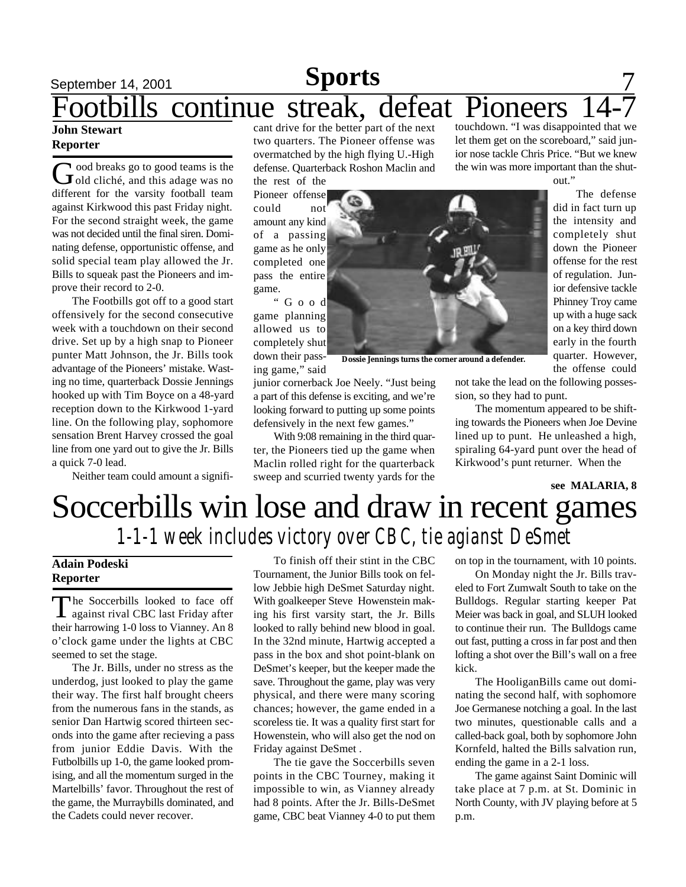# Footbills continue streak, defeat Pioneers 14-7

**John Stewart**
**Reporter**

Good breaks go to good teams is the old cliché, and this adage was no different for the varsity football team against Kirkwood this past Friday night. For the second straight week, the game was not decided until the final siren. Dominating defense, opportunistic offense, and solid special team play allowed the Jr. Bills to squeak past the Pioneers and improve their record to 2-0.

The Footbills got off to a good start offensively for the second consecutive week with a touchdown on their second drive. Set up by a high snap to Pioneer punter Matt Johnson, the Jr. Bills took advantage of the Pioneers' mistake. Wasting no time, quarterback Dossie Jennings hooked up with Tim Boyce on a 48-yard reception down to the Kirkwood 1-yard line. On the following play, sophomore sensation Brent Harvey crossed the goal line from one yard out to give the Jr. Bills a quick 7-0 lead.

Neither team could amount a significant drive for the better part of the next two quarters. The Pioneer offense was overmatched by the high flying U.-High defense. Quarterback Roshon Maclin and the rest of the Pioneer offense could not amount any kind of a passing game as he only completed one pass the entire game.

"Good game planning allowed us to completely shut down their passing game," said junior cornerback Joe Neely. "Just being a part of this defense is exciting, and we're looking forward to putting up some points defensively in the next few games."

Dossie Jennings turns the corner around a defender.

With 9:08 remaining in the third quarter, the Pioneers tied up the game when Maclin rolled right for the quarterback sweep and scurried twenty yards for the touchdown. "I was disappointed that we let them get on the scoreboard," said junior nose tackle Chris Price. "But we knew the win was more important than the shutout."

The defense did in fact turn up the intensity and completely shut down the Pioneer offense for the rest of regulation. Junior defensive tackle Phinney Troy came up with a huge sack on a key third down early in the fourth quarter. However, the offense could not take the lead on the following possession, so they had to punt.

The momentum appeared to be shifting towards the Pioneers when Joe Devine lined up to punt. He unleashed a high, spiraling 64-yard punt over the head of Kirkwood's punt returner. When the

**see MALARIA, 8**

# Soccerbills win lose and draw in recent games

## *1-1-1 week includes victory over CBC, tie agianst DeSmet*

**Adain Podeski**
**Reporter**

The Soccerbills looked to face off against rival CBC last Friday after their harrowing 1-0 loss to Vianney. An 8 o'clock game under the lights at CBC seemed to set the stage.

The Jr. Bills, under no stress as the underdog, just looked to play the game their way. The first half brought cheers from the numerous fans in the stands, as senior Dan Hartwig scored thirteen seconds into the game after recieving a pass from junior Eddie Davis. With the Futbolbills up 1-0, the game looked promising, and all the momentum surged in the Martelbills' favor. Throughout the rest of the game, the Murraybills dominated, and the Cadets could never recover.

To finish off their stint in the CBC Tournament, the Junior Bills took on fellow Jebbie high DeSmet Saturday night. With goalkeeper Steve Howenstein making his first varsity start, the Jr. Bills looked to rally behind new blood in goal. In the 32nd minute, Hartwig accepted a pass in the box and shot point-blank on DeSmet's keeper, but the keeper made the save. Throughout the game, play was very physical, and there were many scoring chances; however, the game ended in a scoreless tie. It was a quality first start for Howenstein, who will also get the nod on Friday against DeSmet .

The tie gave the Soccerbills seven points in the CBC Tourney, making it impossible to win, as Vianney already had 8 points. After the Jr. Bills-DeSmet game, CBC beat Vianney 4-0 to put them on top in the tournament, with 10 points.

On Monday night the Jr. Bills traveled to Fort Zumwalt South to take on the Bulldogs. Regular starting keeper Pat Meier was back in goal, and SLUH looked to continue their run. The Bulldogs came out fast, putting a cross in far post and then lofting a shot over the Bill's wall on a free kick.

The HooliganBills came out dominating the second half, with sophomore Joe Germanese notching a goal. In the last two minutes, questionable calls and a called-back goal, both by sophomore John Kornfeld, halted the Bills salvation run, ending the game in a 2-1 loss.

The game against Saint Dominic will take place at 7 p.m. at St. Dominic in North County, with JV playing before at 5 p.m.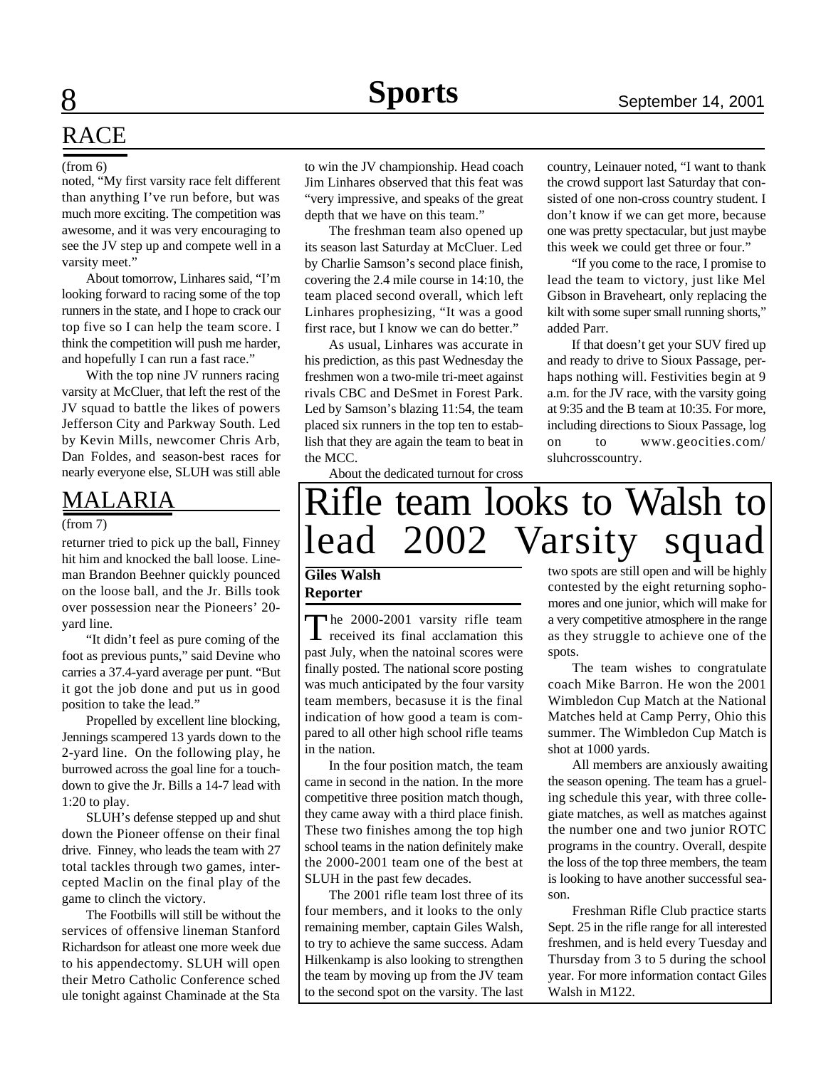## RACE

(from 6)

noted, "My first varsity race felt different than anything I've run before, but was much more exciting. The competition was awesome, and it was very encouraging to see the JV step up and compete well in a varsity meet."

About tomorrow, Linhares said, "I'm looking forward to racing some of the top runners in the state, and I hope to crack our top five so I can help the team score. I think the competition will push me harder, and hopefully I can run a fast race."

With the top nine JV runners racing varsity at McCluer, that left the rest of the JV squad to battle the likes of powers Jefferson City and Parkway South. Led by Kevin Mills, newcomer Chris Arb, Dan Foldes, and season-best races for nearly everyone else, SLUH was still able to win the JV championship. Head coach Jim Linhares observed that this feat was "very impressive, and speaks of the great depth that we have on this team."

The freshman team also opened up its season last Saturday at McCluer. Led by Charlie Samson's second place finish, covering the 2.4 mile course in 14:10, the team placed second overall, which left Linhares prophesizing, "It was a good first race, but I know we can do better."

As usual, Linhares was accurate in his prediction, as this past Wednesday the freshmen won a two-mile tri-meet against rivals CBC and DeSmet in Forest Park. Led by Samson's blazing 11:54, the team placed six runners in the top ten to establish that they are again the team to beat in the MCC.

About the dedicated turnout for cross country, Leinauer noted, "I want to thank the crowd support last Saturday that consisted of one non-cross country student. I don't know if we can get more, because one was pretty spectacular, but just maybe this week we could get three or four."

"If you come to the race, I promise to lead the team to victory, just like Mel Gibson in Braveheart, only replacing the kilt with some super small running shorts," added Parr.

If that doesn't get your SUV fired up and ready to drive to Sioux Passage, perhaps nothing will. Festivities begin at 9 a.m. for the JV race, with the varsity going at 9:35 and the B team at 10:35. For more, including directions to Sioux Passage, log on to www.geocities.com/sluhcrosscountry.

## MALARIA

(from 7)

returner tried to pick up the ball, Finney hit him and knocked the ball loose. Lineman Brandon Beehner quickly pounced on the loose ball, and the Jr. Bills took over possession near the Pioneers' 20-yard line.

"It didn't feel as pure coming of the foot as previous punts," said Devine who carries a 37.4-yard average per punt. "But it got the job done and put us in good position to take the lead."

Propelled by excellent line blocking, Jennings scampered 13 yards down to the 2-yard line. On the following play, he burrowed across the goal line for a touchdown to give the Jr. Bills a 14-7 lead with 1:20 to play.

SLUH's defense stepped up and shut down the Pioneer offense on their final drive. Finney, who leads the team with 27 total tackles through two games, intercepted Maclin on the final play of the game to clinch the victory.

The Footbills will still be without the services of offensive lineman Stanford Richardson for atleast one more week due to his appendectomy. SLUH will open their Metro Catholic Conference sched ule tonight against Chaminade at the Sta

# Rifle team looks to Walsh to lead 2002 Varsity squad

**Giles Walsh**
**Reporter**

The 2000-2001 varsity rifle team received its final acclamation this past July, when the natoinal scores were finally posted. The national score posting was much anticipated by the four varsity team members, becasuse it is the final indication of how good a team is compared to all other high school rifle teams in the nation.

In the four position match, the team came in second in the nation. In the more competitive three position match though, they came away with a third place finish. These two finishes among the top high school teams in the nation definitely make the 2000-2001 team one of the best at SLUH in the past few decades.

The 2001 rifle team lost three of its four members, and it looks to the only remaining member, captain Giles Walsh, to try to achieve the same success. Adam Hilkenkamp is also looking to strengthen the team by moving up from the JV team to the second spot on the varsity. The last two spots are still open and will be highly contested by the eight returning sophomores and one junior, which will make for a very competitive atmosphere in the range as they struggle to achieve one of the spots.

The team wishes to congratulate coach Mike Barron. He won the 2001 Wimbledon Cup Match at the National Matches held at Camp Perry, Ohio this summer. The Wimbledon Cup Match is shot at 1000 yards.

All members are anxiously awaiting the season opening. The team has a grueling schedule this year, with three collegiate matches, as well as matches against the number one and two junior ROTC programs in the country. Overall, despite the loss of the top three members, the team is looking to have another successful season.

Freshman Rifle Club practice starts Sept. 25 in the rifle range for all interested freshmen, and is held every Tuesday and Thursday from 3 to 5 during the school year. For more information contact Giles Walsh in M122.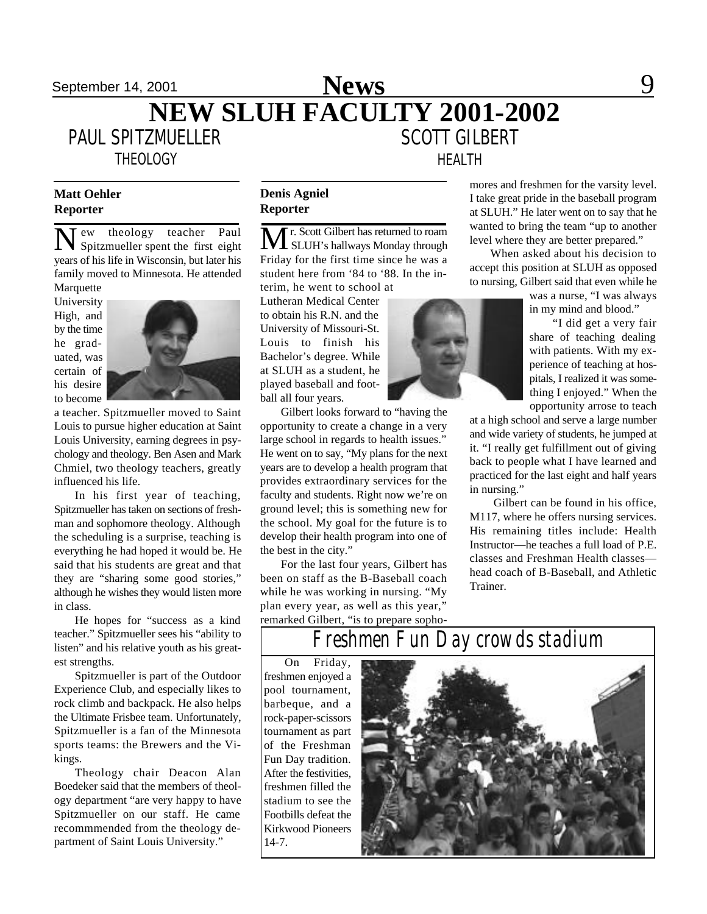# NEW SLUH FACULTY 2001-2002

## PAUL SPITZMUELLER
### THEOLOGY

**Matt Oehler**
**Reporter**

New theology teacher Paul Spitzmueller spent the first eight years of his life in Wisconsin, but later his family moved to Minnesota. He attended Marquette University High, and by the time he graduated, was certain of his desire to become a teacher. Spitzmueller moved to Saint Louis to pursue higher education at Saint Louis University, earning degrees in psychology and theology. Ben Asen and Mark Chmiel, two theology teachers, greatly influenced his life.

In his first year of teaching, Spitzmueller has taken on sections of freshman and sophomore theology. Although the scheduling is a surprise, teaching is everything he had hoped it would be. He said that his students are great and that they are "sharing some good stories," although he wishes they would listen more in class.

He hopes for "success as a kind teacher." Spitzmueller sees his "ability to listen" and his relative youth as his greatest strengths.

Spitzmueller is part of the Outdoor Experience Club, and especially likes to rock climb and backpack. He also helps the Ultimate Frisbee team. Unfortunately, Spitzmueller is a fan of the Minnesota sports teams: the Brewers and the Vikings.

Theology chair Deacon Alan Boedeker said that the members of theology department "are very happy to have Spitzmueller on our staff. He came recommmended from the theology department of Saint Louis University."

## SCOTT GILBERT
### HEALTH

**Denis Agniel**
**Reporter**

Mr. Scott Gilbert has returned to roam SLUH's hallways Monday through Friday for the first time since he was a student here from '84 to '88. In the interim, he went to school at Lutheran Medical Center to obtain his R.N. and the University of Missouri-St. Louis to finish his Bachelor's degree. While at SLUH as a student, he played baseball and football all four years.

Gilbert looks forward to "having the opportunity to create a change in a very large school in regards to health issues." He went on to say, "My plans for the next years are to develop a health program that provides extraordinary services for the faculty and students. Right now we're on ground level; this is something new for the school. My goal for the future is to develop their health program into one of the best in the city."

For the last four years, Gilbert has been on staff as the B-Baseball coach while he was working in nursing. "My plan every year, as well as this year," remarked Gilbert, "is to prepare sophomores and freshmen for the varsity level. I take great pride in the baseball program at SLUH." He later went on to say that he wanted to bring the team "up to another level where they are better prepared."

When asked about his decision to accept this position at SLUH as opposed to nursing, Gilbert said that even while he was a nurse, "I was always in my mind and blood."

"I did get a very fair share of teaching dealing with patients. With my experience of teaching at hospitals, I realized it was something I enjoyed." When the opportunity arrose to teach at a high school and serve a large number and wide variety of students, he jumped at it. "I really get fulfillment out of giving back to people what I have learned and practiced for the last eight and half years in nursing."

Gilbert can be found in his office, M117, where he offers nursing services. His remaining titles include: Health Instructor—he teaches a full load of P.E. classes and Freshman Health classes—head coach of B-Baseball, and Athletic Trainer.

## Freshmen Fun Day crowds stadium

On Friday, freshmen enjoyed a pool tournament, barbeque, and a rock-paper-scissors tournament as part of the Freshman Fun Day tradition. After the festivities, freshmen filled the stadium to see the Footbills defeat the Kirkwood Pioneers 14-7.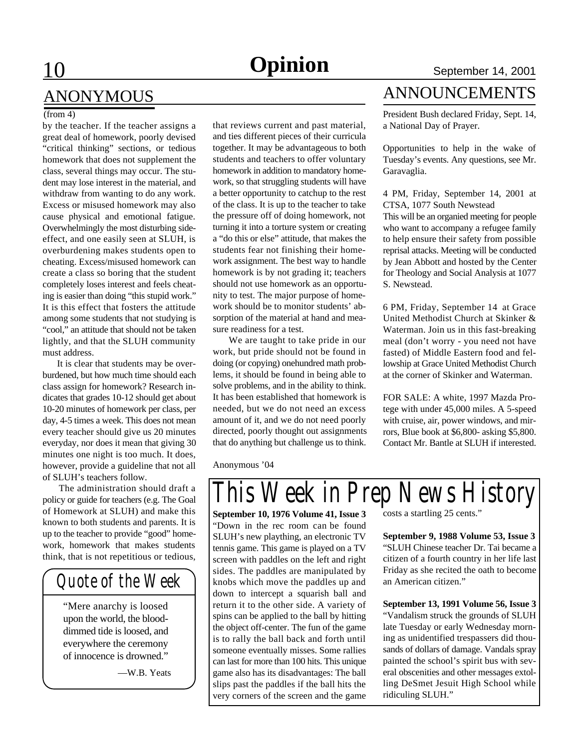## ANONYMOUS

(from 4)

by the teacher. If the teacher assigns a great deal of homework, poorly devised "critical thinking" sections, or tedious homework that does not supplement the class, several things may occur. The student may lose interest in the material, and withdraw from wanting to do any work. Excess or misused homework may also cause physical and emotional fatigue. Overwhelmingly the most disturbing side-effect, and one easily seen at SLUH, is overburdening makes students open to cheating. Excess/misused homework can create a class so boring that the student completely loses interest and feels cheating is easier than doing "this stupid work." It is this effect that fosters the attitude among some students that not studying is "cool," an attitude that should not be taken lightly, and that the SLUH community must address.

It is clear that students may be overburdened, but how much time should each class assign for homework? Research indicates that grades 10-12 should get about 10-20 minutes of homework per class, per day, 4-5 times a week. This does not mean every teacher should give us 20 minutes everyday, nor does it mean that giving 30 minutes one night is too much. It does, however, provide a guideline that not all of SLUH's teachers follow.

The administration should draft a policy or guide for teachers (e.g. The Goal of Homework at SLUH) and make this known to both students and parents. It is up to the teacher to provide "good" homework, homework that makes students think, that is not repetitious or tedious, that reviews current and past material, and ties different pieces of their curricula together. It may be advantageous to both students and teachers to offer voluntary homework in addition to mandatory homework, so that struggling students will have a better opportunity to catchup to the rest of the class. It is up to the teacher to take the pressure off of doing homework, not turning it into a torture system or creating a "do this or else" attitude, that makes the students fear not finishing their homework assignment. The best way to handle homework is by not grading it; teachers should not use homework as an opportunity to test. The major purpose of homework should be to monitor students' absorption of the material at hand and measure readiness for a test.

We are taught to take pride in our work, but pride should not be found in doing (or copying) onehundred math problems, it should be found in being able to solve problems, and in the ability to think. It has been established that homework is needed, but we do not need an excess amount of it, and we do not need poorly directed, poorly thought out assignments that do anything but challenge us to think.

Anonymous '04

## Quote of the Week

"Mere anarchy is loosed upon the world, the blood-dimmed tide is loosed, and everywhere the ceremony of innocence is drowned."

—W.B. Yeats

## ANNOUNCEMENTS

President Bush declared Friday, Sept. 14, a National Day of Prayer.

Opportunities to help in the wake of Tuesday's events. Any questions, see Mr. Garavaglia.

4 PM, Friday, September 14, 2001 at CTSA, 1077 South Newstead
This will be an organied meeting for people who want to accompany a refugee family to help ensure their safety from possible reprisal attacks. Meeting will be conducted by Jean Abbott and hosted by the Center for Theology and Social Analysis at 1077 S. Newstead.

6 PM, Friday, September 14 at Grace United Methodist Church at Skinker & Waterman. Join us in this fast-breaking meal (don't worry - you need not have fasted) of Middle Eastern food and fellowship at Grace United Methodist Church at the corner of Skinker and Waterman.

FOR SALE: A white, 1997 Mazda Protege with under 45,000 miles. A 5-speed with cruise, air, power windows, and mirrors, Blue book at $6,800- asking $5,800. Contact Mr. Bantle at SLUH if interested.

## This Week in Prep News History

**September 10, 1976 Volume 41, Issue 3**
"Down in the rec room can be found SLUH's new plaything, an electronic TV tennis game. This game is played on a TV screen with paddles on the left and right sides. The paddles are manipulated by knobs which move the paddles up and down to intercept a squarish ball and return it to the other side. A variety of spins can be applied to the ball by hitting the object off-center. The fun of the game is to rally the ball back and forth until someone eventually misses. Some rallies can last for more than 100 hits. This unique game also has its disadvantages: The ball slips past the paddles if the ball hits the very corners of the screen and the game costs a startling 25 cents."

**September 9, 1988 Volume 53, Issue 3**
"SLUH Chinese teacher Dr. Tai became a citizen of a fourth country in her life last Friday as she recited the oath to become an American citizen."

**September 13, 1991 Volume 56, Issue 3**
"Vandalism struck the grounds of SLUH late Tuesday or early Wednesday morning as unidentified trespassers did thousands of dollars of damage. Vandals spray painted the school's spirit bus with several obscenities and other messages extolling DeSmet Jesuit High School while ridiculing SLUH."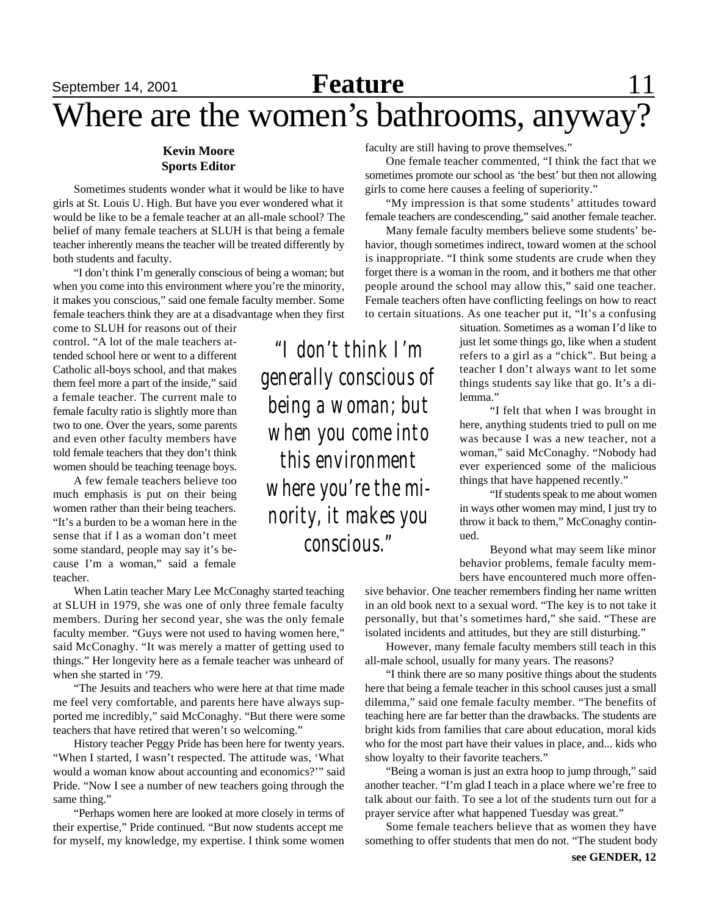# Where are the women's bathrooms, anyway?

**Kevin Moore**
**Sports Editor**

Sometimes students wonder what it would be like to have girls at St. Louis U. High. But have you ever wondered what it would be like to be a female teacher at an all-male school? The belief of many female teachers at SLUH is that being a female teacher inherently means the teacher will be treated differently by both students and faculty.

"I don't think I'm generally conscious of being a woman; but when you come into this environment where you're the minority, it makes you conscious," said one female faculty member. Some female teachers think they are at a disadvantage when they first come to SLUH for reasons out of their control. "A lot of the male teachers attended school here or went to a different Catholic all-boys school, and that makes them feel more a part of the inside," said a female teacher. The current male to female faculty ratio is slightly more than two to one. Over the years, some parents and even other faculty members have told female teachers that they don't think women should be teaching teenage boys.

*"I don't think I'm generally conscious of being a woman; but when you come into this environment where you're the minority, it makes you conscious."*

A few female teachers believe too much emphasis is put on their being women rather than their being teachers. "It's a burden to be a woman here in the sense that if I as a woman don't meet some standard, people may say it's because I'm a woman," said a female teacher.

When Latin teacher Mary Lee McConaghy started teaching at SLUH in 1979, she was one of only three female faculty members. During her second year, she was the only female faculty member. "Guys were not used to having women here," said McConaghy. "It was merely a matter of getting used to things." Her longevity here as a female teacher was unheard of when she started in '79.

"The Jesuits and teachers who were here at that time made me feel very comfortable, and parents here have always supported me incredibly," said McConaghy. "But there were some teachers that have retired that weren't so welcoming."

History teacher Peggy Pride has been here for twenty years. "When I started, I wasn't respected. The attitude was, 'What would a woman know about accounting and economics?'" said Pride. "Now I see a number of new teachers going through the same thing."

"Perhaps women here are looked at more closely in terms of their expertise," Pride continued. "But now students accept me for myself, my knowledge, my expertise. I think some women faculty are still having to prove themselves."

One female teacher commented, "I think the fact that we sometimes promote our school as 'the best' but then not allowing girls to come here causes a feeling of superiority."

"My impression is that some students' attitudes toward female teachers are condescending," said another female teacher.

Many female faculty members believe some students' behavior, though sometimes indirect, toward women at the school is inappropriate. "I think some students are crude when they forget there is a woman in the room, and it bothers me that other people around the school may allow this," said one teacher. Female teachers often have conflicting feelings on how to react to certain situations. As one teacher put it, "It's a confusing situation. Sometimes as a woman I'd like to just let some things go, like when a student refers to a girl as a "chick". But being a teacher I don't always want to let some things students say like that go. It's a dilemma."

"I felt that when I was brought in here, anything students tried to pull on me was because I was a new teacher, not a woman," said McConaghy. "Nobody had ever experienced some of the malicious things that have happened recently."

"If students speak to me about women in ways other women may mind, I just try to throw it back to them," McConaghy continued.

Beyond what may seem like minor behavior problems, female faculty members have encountered much more offensive behavior. One teacher remembers finding her name written in an old book next to a sexual word. "The key is to not take it personally, but that's sometimes hard," she said. "These are isolated incidents and attitudes, but they are still disturbing."

However, many female faculty members still teach in this all-male school, usually for many years. The reasons?

"I think there are so many positive things about the students here that being a female teacher in this school causes just a small dilemma," said one female faculty member. "The benefits of teaching here are far better than the drawbacks. The students are bright kids from families that care about education, moral kids who for the most part have their values in place, and... kids who show loyalty to their favorite teachers."

"Being a woman is just an extra hoop to jump through," said another teacher. "I'm glad I teach in a place where we're free to talk about our faith. To see a lot of the students turn out for a prayer service after what happened Tuesday was great."

Some female teachers believe that as women they have something to offer students that men do not. "The student body

**see GENDER, 12**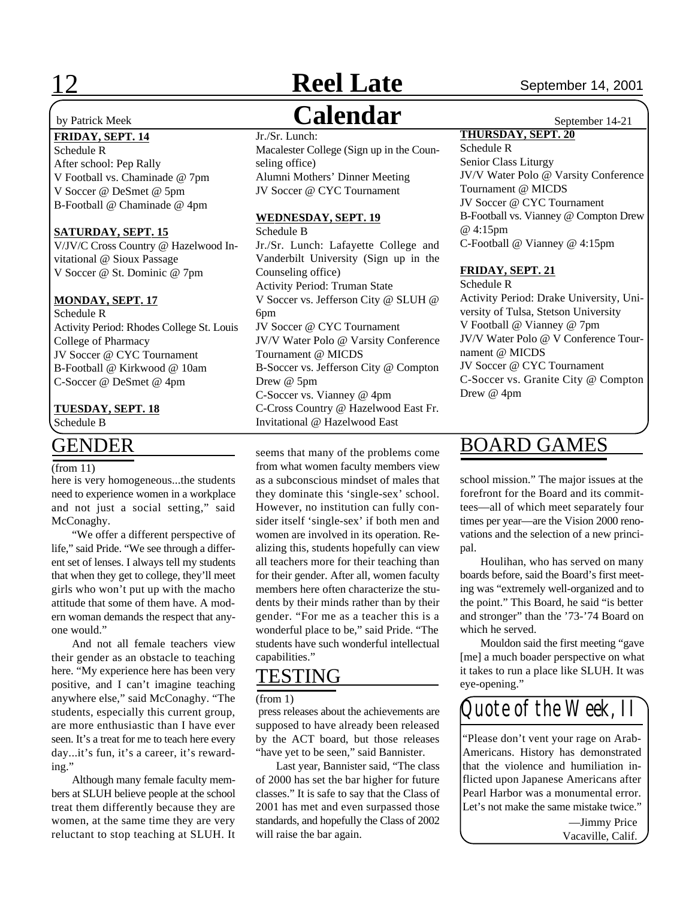# Reel Late Calendar

by Patrick Meek

September 14-21

**FRIDAY, SEPT. 14**
Schedule R
After school: Pep Rally
V Football vs. Chaminade @ 7pm
V Soccer @ DeSmet @ 5pm
B-Football @ Chaminade @ 4pm

**SATURDAY, SEPT. 15**
V/JV/C Cross Country @ Hazelwood Invitational @ Sioux Passage
V Soccer @ St. Dominic @ 7pm

**MONDAY, SEPT. 17**
Schedule R
Activity Period: Rhodes College St. Louis College of Pharmacy
JV Soccer @ CYC Tournament
B-Football @ Kirkwood @ 10am
C-Soccer @ DeSmet @ 4pm

**TUESDAY, SEPT. 18**
Schedule B
Jr./Sr. Lunch:
Macalester College (Sign up in the Counseling office)
Alumni Mothers' Dinner Meeting
JV Soccer @ CYC Tournament

**WEDNESDAY, SEPT. 19**
Schedule B
Jr./Sr. Lunch: Lafayette College and Vanderbilt University (Sign up in the Counseling office)
Activity Period: Truman State
V Soccer vs. Jefferson City @ SLUH @ 6pm
JV Soccer @ CYC Tournament
JV/V Water Polo @ Varsity Conference Tournament @ MICDS
B-Soccer vs. Jefferson City @ Compton Drew @ 5pm
C-Soccer vs. Vianney @ 4pm
C-Cross Country @ Hazelwood East Fr. Invitational @ Hazelwood East

**THURSDAY, SEPT. 20**
Schedule R
Senior Class Liturgy
JV/V Water Polo @ Varsity Conference Tournament @ MICDS
JV Soccer @ CYC Tournament
B-Football vs. Vianney @ Compton Drew @ 4:15pm
C-Football @ Vianney @ 4:15pm

**FRIDAY, SEPT. 21**
Schedule R
Activity Period: Drake University, University of Tulsa, Stetson University
V Football @ Vianney @ 7pm
JV/V Water Polo @ V Conference Tournament @ MICDS
JV Soccer @ CYC Tournament
C-Soccer vs. Granite City @ Compton Drew @ 4pm

## GENDER

(from 11)

here is very homogeneous...the students need to experience women in a workplace and not just a social setting," said McConaghy.

"We offer a different perspective of life," said Pride. "We see through a different set of lenses. I always tell my students that when they get to college, they'll meet girls who won't put up with the macho attitude that some of them have. A modern woman demands the respect that anyone would."

And not all female teachers view their gender as an obstacle to teaching here. "My experience here has been very positive, and I can't imagine teaching anywhere else," said McConaghy. "The students, especially this current group, are more enthusiastic than I have ever seen. It's a treat for me to teach here every day...it's fun, it's a career, it's rewarding."

Although many female faculty members at SLUH believe people at the school treat them differently because they are women, at the same time they are very reluctant to stop teaching at SLUH. It seems that many of the problems come from what women faculty members view as a subconscious mindset of males that they dominate this 'single-sex' school. However, no institution can fully consider itself 'single-sex' if both men and women are involved in its operation. Realizing this, students hopefully can view all teachers more for their teaching than for their gender. After all, women faculty members here often characterize the students by their minds rather than by their gender. "For me as a teacher this is a wonderful place to be," said Pride. "The students have such wonderful intellectual capabilities."

## TESTING

(from 1)

press releases about the achievements are supposed to have already been released by the ACT board, but those releases "have yet to be seen," said Bannister.

Last year, Bannister said, "The class of 2000 has set the bar higher for future classes." It is safe to say that the Class of 2001 has met and even surpassed those standards, and hopefully the Class of 2002 will raise the bar again.

## BOARD GAMES

school mission." The major issues at the forefront for the Board and its committees—all of which meet separately four times per year—are the Vision 2000 renovations and the selection of a new principal.

Houlihan, who has served on many boards before, said the Board's first meeting was "extremely well-organized and to the point." This Board, he said "is better and stronger" than the '73-'74 Board on which he served.

Mouldon said the first meeting "gave [me] a much boader perspective on what it takes to run a place like SLUH. It was eye-opening."

## Quote of the Week, II

"Please don't vent your rage on Arab-Americans. History has demonstrated that the violence and humiliation inflicted upon Japanese Americans after Pearl Harbor was a monumental error. Let's not make the same mistake twice."

—Jimmy Price
Vacaville, Calif.